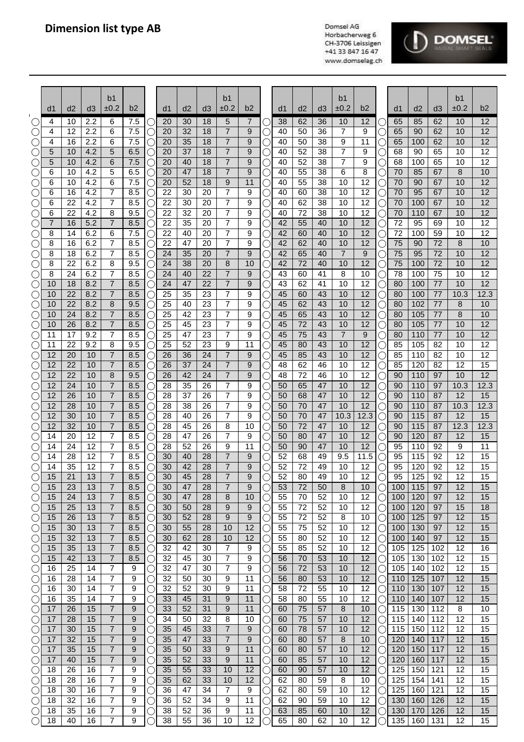# Dimension list type AB

Domsel AG
Horbacherweg 6
CH-3706 Leissigen
+41 33 847 16 47
www.domselag.ch

| d1 | d2 | d3 | b1 ±0.2 | b2 |
|---|---|---|---|---|
| 4 | 10 | 2.2 | 6 | 7.5 |
| 4 | 12 | 2.2 | 6 | 7.5 |
| 4 | 16 | 2.2 | 6 | 7.5 |
| 5 | 10 | 4.2 | 5 | 6.5 |
| 5 | 10 | 4.2 | 6 | 7.5 |
| 6 | 10 | 4.2 | 5 | 6.5 |
| 6 | 10 | 4.2 | 6 | 7.5 |
| 6 | 16 | 4.2 | 7 | 8.5 |
| 6 | 22 | 4.2 | 7 | 8.5 |
| 6 | 22 | 4.2 | 8 | 9.5 |
| 7 | 16 | 5.2 | 7 | 8.5 |
| 8 | 14 | 6.2 | 6 | 7.5 |
| 8 | 16 | 6.2 | 7 | 8.5 |
| 8 | 18 | 6.2 | 7 | 8.5 |
| 8 | 22 | 6.2 | 8 | 9.5 |
| 8 | 24 | 6.2 | 7 | 8.5 |
| 10 | 18 | 8.2 | 7 | 8.5 |
| 10 | 22 | 8.2 | 7 | 8.5 |
| 10 | 22 | 8.2 | 8 | 9.5 |
| 10 | 24 | 8.2 | 7 | 8.5 |
| 10 | 26 | 8.2 | 7 | 8.5 |
| 11 | 17 | 9.2 | 7 | 8.5 |
| 11 | 22 | 9.2 | 8 | 9.5 |
| 12 | 20 | 10 | 7 | 8.5 |
| 12 | 22 | 10 | 7 | 8.5 |
| 12 | 22 | 10 | 8 | 9.5 |
| 12 | 24 | 10 | 7 | 8.5 |
| 12 | 26 | 10 | 7 | 8.5 |
| 12 | 28 | 10 | 7 | 8.5 |
| 12 | 30 | 10 | 7 | 8.5 |
| 12 | 32 | 10 | 7 | 8.5 |
| 14 | 20 | 12 | 7 | 8.5 |
| 14 | 24 | 12 | 7 | 8.5 |
| 14 | 28 | 12 | 7 | 8.5 |
| 14 | 35 | 12 | 7 | 8.5 |
| 15 | 21 | 13 | 7 | 8.5 |
| 15 | 23 | 13 | 7 | 8.5 |
| 15 | 24 | 13 | 7 | 8.5 |
| 15 | 25 | 13 | 7 | 8.5 |
| 15 | 26 | 13 | 7 | 8.5 |
| 15 | 30 | 13 | 7 | 8.5 |
| 15 | 32 | 13 | 7 | 8.5 |
| 15 | 35 | 13 | 7 | 8.5 |
| 15 | 42 | 13 | 7 | 8.5 |
| 16 | 25 | 14 | 7 | 9 |
| 16 | 28 | 14 | 7 | 9 |
| 16 | 30 | 14 | 7 | 9 |
| 16 | 35 | 14 | 7 | 9 |
| 17 | 26 | 15 | 7 | 9 |
| 17 | 28 | 15 | 7 | 9 |
| 17 | 30 | 15 | 7 | 9 |
| 17 | 32 | 15 | 7 | 9 |
| 17 | 35 | 15 | 7 | 9 |
| 17 | 40 | 15 | 7 | 9 |
| 18 | 26 | 16 | 7 | 9 |
| 18 | 28 | 16 | 7 | 9 |
| 18 | 30 | 16 | 7 | 9 |
| 18 | 32 | 16 | 7 | 9 |
| 18 | 35 | 16 | 7 | 9 |
| 18 | 40 | 16 | 7 | 9 |
| 20 | 30 | 18 | 5 | 7 |
| 20 | 32 | 18 | 7 | 9 |
| 20 | 35 | 18 | 7 | 9 |
| 20 | 37 | 18 | 7 | 9 |
| 20 | 40 | 18 | 7 | 9 |
| 20 | 47 | 18 | 7 | 9 |
| 20 | 52 | 18 | 9 | 11 |
| 22 | 30 | 20 | 7 | 9 |
| 22 | 30 | 20 | 7 | 9 |
| 22 | 32 | 20 | 7 | 9 |
| 22 | 35 | 20 | 7 | 9 |
| 22 | 40 | 20 | 7 | 9 |
| 22 | 47 | 20 | 7 | 9 |
| 24 | 35 | 20 | 7 | 9 |
| 24 | 38 | 20 | 8 | 10 |
| 24 | 40 | 22 | 7 | 9 |
| 24 | 47 | 22 | 7 | 9 |
| 25 | 35 | 23 | 7 | 9 |
| 25 | 40 | 23 | 7 | 9 |
| 25 | 42 | 23 | 7 | 9 |
| 25 | 45 | 23 | 7 | 9 |
| 25 | 47 | 23 | 7 | 9 |
| 25 | 52 | 23 | 9 | 11 |
| 26 | 36 | 24 | 7 | 9 |
| 26 | 37 | 24 | 7 | 9 |
| 26 | 42 | 24 | 7 | 9 |
| 28 | 35 | 26 | 7 | 9 |
| 28 | 37 | 26 | 7 | 9 |
| 28 | 38 | 26 | 7 | 9 |
| 28 | 40 | 26 | 7 | 9 |
| 28 | 45 | 26 | 8 | 10 |
| 28 | 47 | 26 | 7 | 9 |
| 28 | 52 | 26 | 9 | 11 |
| 30 | 40 | 28 | 7 | 9 |
| 30 | 42 | 28 | 7 | 9 |
| 30 | 45 | 28 | 7 | 9 |
| 30 | 47 | 28 | 7 | 9 |
| 30 | 47 | 28 | 8 | 10 |
| 30 | 50 | 28 | 9 | 9 |
| 30 | 52 | 28 | 9 | 9 |
| 30 | 55 | 28 | 10 | 12 |
| 30 | 62 | 28 | 10 | 12 |
| 32 | 42 | 30 | 7 | 9 |
| 32 | 45 | 30 | 7 | 9 |
| 32 | 47 | 30 | 7 | 9 |
| 32 | 50 | 30 | 9 | 11 |
| 32 | 52 | 30 | 9 | 11 |
| 33 | 45 | 31 | 9 | 11 |
| 33 | 52 | 31 | 9 | 11 |
| 34 | 50 | 32 | 8 | 10 |
| 35 | 45 | 33 | 7 | 9 |
| 35 | 47 | 33 | 7 | 9 |
| 35 | 50 | 33 | 9 | 11 |
| 35 | 52 | 33 | 9 | 11 |
| 35 | 55 | 33 | 10 | 12 |
| 35 | 62 | 33 | 10 | 12 |
| 36 | 47 | 34 | 7 | 9 |
| 36 | 52 | 34 | 9 | 11 |
| 38 | 52 | 36 | 9 | 11 |
| 38 | 55 | 36 | 10 | 12 |
| 38 | 62 | 36 | 10 | 12 |
| 40 | 50 | 36 | 7 | 9 |
| 40 | 50 | 38 | 9 | 11 |
| 40 | 52 | 38 | 7 | 9 |
| 40 | 52 | 38 | 7 | 9 |
| 40 | 55 | 38 | 6 | 8 |
| 40 | 55 | 38 | 10 | 12 |
| 40 | 60 | 38 | 10 | 12 |
| 40 | 62 | 38 | 10 | 12 |
| 40 | 72 | 38 | 10 | 12 |
| 42 | 55 | 40 | 10 | 12 |
| 42 | 60 | 40 | 10 | 12 |
| 42 | 62 | 40 | 10 | 12 |
| 42 | 65 | 40 | 7 | 9 |
| 42 | 72 | 40 | 10 | 12 |
| 43 | 60 | 41 | 8 | 10 |
| 43 | 62 | 41 | 10 | 12 |
| 45 | 60 | 43 | 10 | 12 |
| 45 | 62 | 43 | 10 | 12 |
| 45 | 65 | 43 | 10 | 12 |
| 45 | 72 | 43 | 10 | 12 |
| 45 | 75 | 43 | 7 | 9 |
| 45 | 80 | 43 | 10 | 12 |
| 45 | 85 | 43 | 10 | 12 |
| 48 | 62 | 46 | 10 | 12 |
| 48 | 72 | 46 | 10 | 12 |
| 50 | 65 | 47 | 10 | 12 |
| 50 | 68 | 47 | 10 | 12 |
| 50 | 70 | 47 | 10 | 12 |
| 50 | 70 | 47 | 10.3 | 12.3 |
| 50 | 72 | 47 | 10 | 12 |
| 50 | 80 | 47 | 10 | 12 |
| 50 | 90 | 47 | 10 | 12 |
| 52 | 68 | 49 | 9.5 | 11.5 |
| 52 | 72 | 49 | 10 | 12 |
| 52 | 80 | 49 | 10 | 12 |
| 53 | 72 | 50 | 8 | 10 |
| 55 | 70 | 52 | 10 | 12 |
| 55 | 72 | 52 | 10 | 12 |
| 55 | 72 | 52 | 8 | 10 |
| 55 | 75 | 52 | 10 | 12 |
| 55 | 80 | 52 | 10 | 12 |
| 55 | 85 | 52 | 10 | 12 |
| 56 | 70 | 53 | 10 | 12 |
| 56 | 72 | 53 | 10 | 12 |
| 56 | 80 | 53 | 10 | 12 |
| 58 | 72 | 55 | 10 | 12 |
| 58 | 80 | 55 | 10 | 12 |
| 60 | 75 | 57 | 8 | 10 |
| 60 | 75 | 57 | 10 | 12 |
| 60 | 78 | 57 | 10 | 12 |
| 60 | 80 | 57 | 8 | 10 |
| 60 | 80 | 57 | 10 | 12 |
| 60 | 85 | 57 | 10 | 12 |
| 60 | 90 | 57 | 10 | 12 |
| 62 | 80 | 59 | 8 | 10 |
| 62 | 80 | 59 | 10 | 12 |
| 62 | 90 | 59 | 10 | 12 |
| 63 | 85 | 60 | 10 | 12 |
| 65 | 80 | 62 | 10 | 12 |
| 65 | 85 | 62 | 10 | 12 |
| 65 | 90 | 62 | 10 | 12 |
| 65 | 100 | 62 | 10 | 12 |
| 68 | 90 | 65 | 10 | 12 |
| 68 | 100 | 65 | 10 | 12 |
| 70 | 85 | 67 | 8 | 10 |
| 70 | 90 | 67 | 10 | 12 |
| 70 | 95 | 67 | 10 | 12 |
| 70 | 100 | 67 | 10 | 12 |
| 70 | 110 | 67 | 10 | 12 |
| 72 | 95 | 69 | 10 | 12 |
| 72 | 100 | 59 | 10 | 12 |
| 75 | 90 | 72 | 8 | 10 |
| 75 | 95 | 72 | 10 | 12 |
| 75 | 100 | 72 | 10 | 12 |
| 78 | 100 | 75 | 10 | 12 |
| 80 | 100 | 77 | 10 | 12 |
| 80 | 100 | 77 | 10.3 | 12.3 |
| 80 | 102 | 77 | 8 | 10 |
| 80 | 105 | 77 | 8 | 10 |
| 80 | 105 | 77 | 10 | 12 |
| 80 | 110 | 77 | 10 | 12 |
| 85 | 105 | 82 | 10 | 12 |
| 85 | 110 | 82 | 10 | 12 |
| 85 | 120 | 82 | 12 | 15 |
| 90 | 110 | 97 | 10 | 12 |
| 90 | 110 | 97 | 10.3 | 12.3 |
| 90 | 110 | 87 | 12 | 15 |
| 90 | 110 | 87 | 10.3 | 12.3 |
| 90 | 115 | 87 | 12 | 15 |
| 90 | 115 | 87 | 12.3 | 12.3 |
| 90 | 120 | 87 | 12 | 15 |
| 95 | 110 | 92 | 9 | 11 |
| 95 | 115 | 92 | 12 | 15 |
| 95 | 120 | 92 | 12 | 15 |
| 95 | 125 | 92 | 12 | 15 |
| 100 | 115 | 97 | 12 | 15 |
| 100 | 120 | 97 | 12 | 15 |
| 100 | 120 | 97 | 15 | 18 |
| 100 | 125 | 97 | 12 | 15 |
| 100 | 130 | 97 | 12 | 15 |
| 100 | 140 | 97 | 12 | 15 |
| 105 | 125 | 102 | 12 | 16 |
| 105 | 130 | 102 | 12 | 15 |
| 105 | 140 | 102 | 12 | 15 |
| 110 | 125 | 107 | 12 | 15 |
| 110 | 130 | 107 | 12 | 15 |
| 110 | 140 | 107 | 12 | 15 |
| 115 | 130 | 112 | 8 | 10 |
| 115 | 140 | 112 | 12 | 15 |
| 115 | 150 | 112 | 12 | 15 |
| 120 | 140 | 117 | 12 | 15 |
| 120 | 150 | 117 | 12 | 15 |
| 120 | 160 | 117 | 12 | 15 |
| 125 | 150 | 121 | 12 | 15 |
| 125 | 154 | 141 | 12 | 15 |
| 125 | 160 | 121 | 12 | 15 |
| 130 | 160 | 126 | 12 | 15 |
| 130 | 170 | 126 | 12 | 15 |
| 135 | 160 | 131 | 12 | 15 |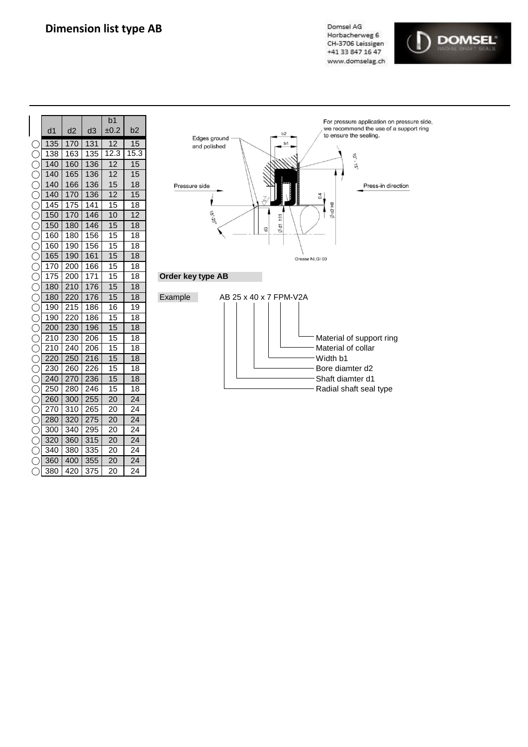# Dimension list type AB

Domsel AG
Horbacherweg 6
CH-3706 Leissigen
+41 33 847 16 47
www.domselag.ch

| d1 | d2 | d3 | b1 ±0.2 | b2 |
|---|---|---|---|---|
| 135 | 170 | 131 | 12 | 15 |
| 138 | 163 | 135 | 12.3 | 15.3 |
| 140 | 160 | 136 | 12 | 15 |
| 140 | 165 | 136 | 12 | 15 |
| 140 | 166 | 136 | 15 | 18 |
| 140 | 170 | 136 | 12 | 15 |
| 145 | 175 | 141 | 15 | 18 |
| 150 | 170 | 146 | 10 | 12 |
| 150 | 180 | 146 | 15 | 18 |
| 160 | 180 | 156 | 15 | 18 |
| 160 | 190 | 156 | 15 | 18 |
| 165 | 190 | 161 | 15 | 18 |
| 170 | 200 | 166 | 15 | 18 |
| 175 | 200 | 171 | 15 | 18 |
| 180 | 210 | 176 | 15 | 18 |
| 180 | 220 | 176 | 15 | 18 |
| 190 | 215 | 186 | 16 | 19 |
| 190 | 220 | 186 | 15 | 18 |
| 200 | 230 | 196 | 15 | 18 |
| 210 | 230 | 206 | 15 | 18 |
| 210 | 240 | 206 | 15 | 18 |
| 220 | 250 | 216 | 15 | 18 |
| 230 | 260 | 226 | 15 | 18 |
| 240 | 270 | 236 | 15 | 18 |
| 250 | 280 | 246 | 15 | 18 |
| 260 | 300 | 255 | 20 | 24 |
| 270 | 310 | 265 | 20 | 24 |
| 280 | 320 | 275 | 20 | 24 |
| 300 | 340 | 295 | 20 | 24 |
| 320 | 360 | 315 | 20 | 24 |
| 340 | 380 | 335 | 20 | 24 |
| 360 | 400 | 355 | 20 | 24 |
| 380 | 420 | 375 | 20 | 24 |

Edges ground and polished

For pressure application on pressure side, we recommend the use of a support ring to ensure the sealing.

b2
b1
10° - 15°
Pressure side
Press-in direction
0.4
Ø d2 H8
15°-25°
d3
Ø d1 h11
Grease NLGI 00

**Order key type AB**

Example AB 25 x 40 x 7 FPM-V2A

- Material of support ring
- Material of collar
- Width b1
- Bore diamter d2
- Shaft diamter d1
- Radial shaft seal type